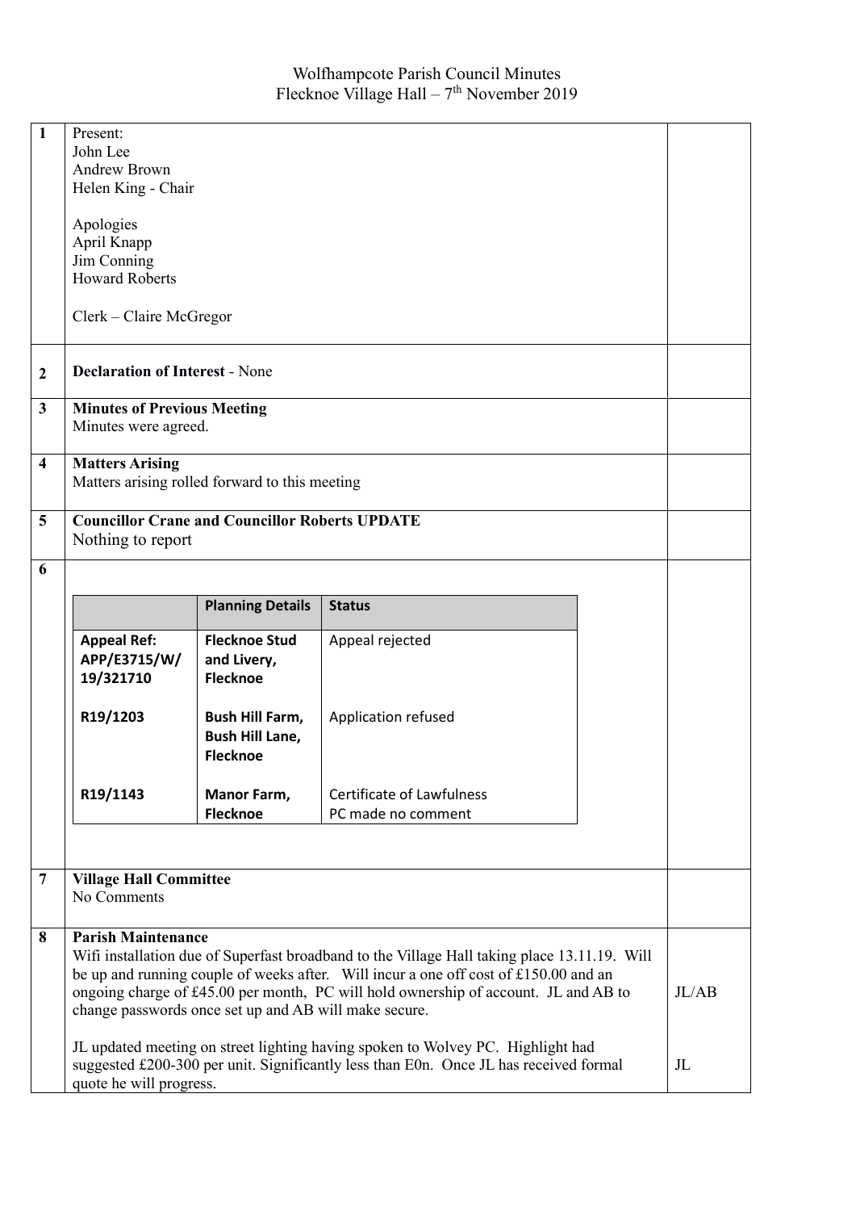# Wolfhampcote Parish Council Minutes
## Flecknoe Village Hall – 7th November 2019

| | | |
|---|---|---|
| 1 | Present:<br>John Lee<br>Andrew Brown<br>Helen King - Chair<br><br>Apologies<br>April Knapp<br>Jim Conning<br>Howard Roberts<br><br>Clerk – Claire McGregor | |
| 2 | **Declaration of Interest** - None | |
| 3 | **Minutes of Previous Meeting**<br>Minutes were agreed. | |
| 4 | **Matters Arising**<br>Matters arising rolled forward to this meeting | |
| 5 | **Councillor Crane and Councillor Roberts UPDATE**<br>Nothing to report | |
| 6 | (see planning table below) | |
| 7 | **Village Hall Committee**<br>No Comments | |
| 8 | **Parish Maintenance**<br>Wifi installation due of Superfast broadband to the Village Hall taking place 13.11.19. Will be up and running couple of weeks after. Will incur a one off cost of £150.00 and an ongoing charge of £45.00 per month, PC will hold ownership of account. JL and AB to change passwords once set up and AB will make secure.<br><br>JL updated meeting on street lighting having spoken to Wolvey PC. Highlight had suggested £200-300 per unit. Significantly less than E0n. Once JL has received formal quote he will progress. | JL/AB<br><br><br>JL |

Item 6:

| | Planning Details | Status |
|---|---|---|
| **Appeal Ref: APP/E3715/W/ 19/321710** | **Flecknoe Stud and Livery, Flecknoe** | Appeal rejected |
| **R19/1203** | **Bush Hill Farm, Bush Hill Lane, Flecknoe** | Application refused |
| **R19/1143** | **Manor Farm, Flecknoe** | Certificate of Lawfulness<br>PC made no comment |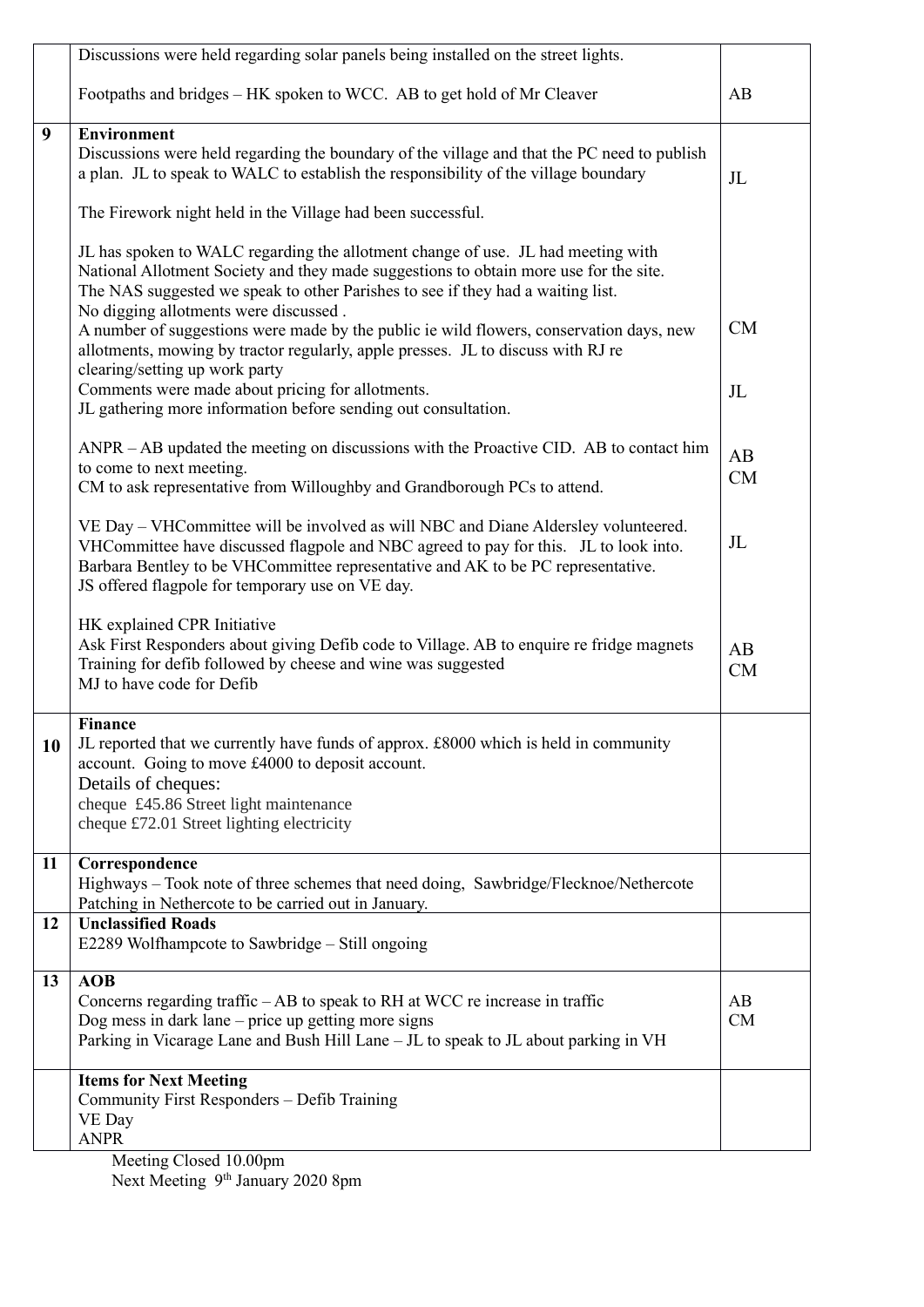| | | |
|---|---|---|
| | Discussions were held regarding solar panels being installed on the street lights.<br><br>Footpaths and bridges – HK spoken to WCC. AB to get hold of Mr Cleaver | AB |
| **9** | **Environment**<br>Discussions were held regarding the boundary of the village and that the PC need to publish a plan. JL to speak to WALC to establish the responsibility of the village boundary<br><br>The Firework night held in the Village had been successful.<br><br>JL has spoken to WALC regarding the allotment change of use. JL had meeting with National Allotment Society and they made suggestions to obtain more use for the site. The NAS suggested we speak to other Parishes to see if they had a waiting list. No digging allotments were discussed .<br>A number of suggestions were made by the public ie wild flowers, conservation days, new allotments, mowing by tractor regularly, apple presses. JL to discuss with RJ re clearing/setting up work party<br>Comments were made about pricing for allotments.<br>JL gathering more information before sending out consultation.<br><br>ANPR – AB updated the meeting on discussions with the Proactive CID. AB to contact him to come to next meeting.<br>CM to ask representative from Willoughby and Grandborough PCs to attend.<br><br>VE Day – VHCommittee will be involved as will NBC and Diane Aldersley volunteered. VHCommittee have discussed flagpole and NBC agreed to pay for this. JL to look into. Barbara Bentley to be VHCommittee representative and AK to be PC representative. JS offered flagpole for temporary use on VE day.<br><br>HK explained CPR Initiative<br>Ask First Responders about giving Defib code to Village. AB to enquire re fridge magnets<br>Training for defib followed by cheese and wine was suggested<br>MJ to have code for Defib | JL<br><br>CM<br><br>JL<br><br>AB<br>CM<br><br>JL<br><br>AB<br>CM |
| **10** | **Finance**<br>JL reported that we currently have funds of approx. £8000 which is held in community account. Going to move £4000 to deposit account.<br>Details of cheques:<br>cheque £45.86 Street light maintenance<br>cheque £72.01 Street lighting electricity | |
| **11** | **Correspondence**<br>Highways – Took note of three schemes that need doing, Sawbridge/Flecknoe/Nethercote<br>Patching in Nethercote to be carried out in January. | |
| **12** | **Unclassified Roads**<br>E2289 Wolfhampcote to Sawbridge – Still ongoing | |
| **13** | **AOB**<br>Concerns regarding traffic – AB to speak to RH at WCC re increase in traffic<br>Dog mess in dark lane – price up getting more signs<br>Parking in Vicarage Lane and Bush Hill Lane – JL to speak to JL about parking in VH | AB<br>CM |
| | **Items for Next Meeting**<br>Community First Responders – Defib Training<br>VE Day<br>ANPR | |

Meeting Closed 10.00pm

Next Meeting 9th January 2020 8pm